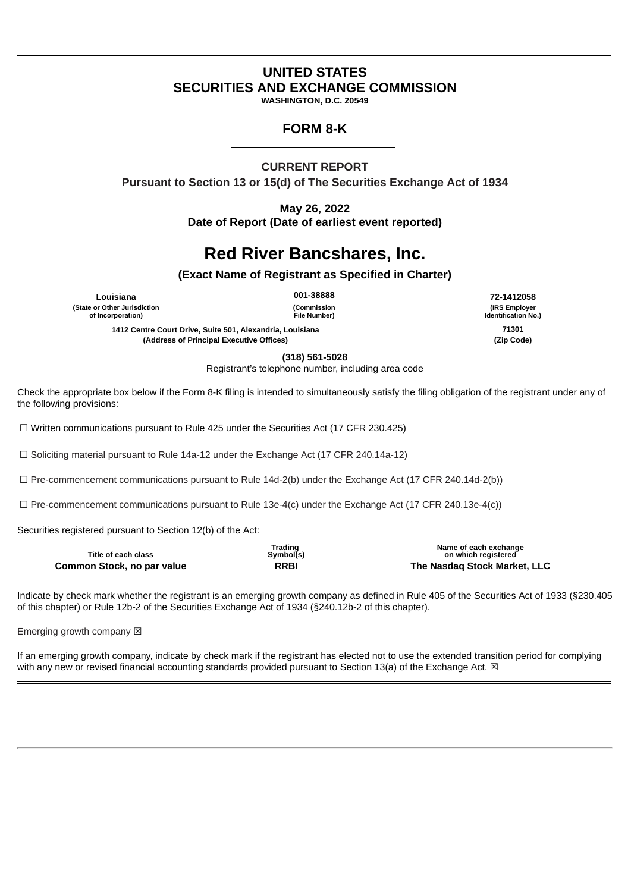# UNITED STATES
# SECURITIES AND EXCHANGE COMMISSION

**WASHINGTON, D.C. 20549**

## FORM 8-K

### CURRENT REPORT

**Pursuant to Section 13 or 15(d) of The Securities Exchange Act of 1934**

**May 26, 2022**
**Date of Report (Date of earliest event reported)**

# Red River Bancshares, Inc.

**(Exact Name of Registrant as Specified in Charter)**

| Louisiana | 001-38888 | 72-1412058 |
|---|---|---|
| (State or Other Jurisdiction of Incorporation) | (Commission File Number) | (IRS Employer Identification No.) |

| 1412 Centre Court Drive, Suite 501, Alexandria, Louisiana | 71301 |
|---|---|
| (Address of Principal Executive Offices) | (Zip Code) |

**(318) 561-5028**
Registrant's telephone number, including area code

Check the appropriate box below if the Form 8-K filing is intended to simultaneously satisfy the filing obligation of the registrant under any of the following provisions:

☐ Written communications pursuant to Rule 425 under the Securities Act (17 CFR 230.425)

☐ Soliciting material pursuant to Rule 14a-12 under the Exchange Act (17 CFR 240.14a-12)

☐ Pre-commencement communications pursuant to Rule 14d-2(b) under the Exchange Act (17 CFR 240.14d-2(b))

☐ Pre-commencement communications pursuant to Rule 13e-4(c) under the Exchange Act (17 CFR 240.13e-4(c))

Securities registered pursuant to Section 12(b) of the Act:

| Title of each class | Trading Symbol(s) | Name of each exchange on which registered |
|---|---|---|
| **Common Stock, no par value** | **RRBI** | **The Nasdaq Stock Market, LLC** |

Indicate by check mark whether the registrant is an emerging growth company as defined in Rule 405 of the Securities Act of 1933 (§230.405 of this chapter) or Rule 12b-2 of the Securities Exchange Act of 1934 (§240.12b-2 of this chapter).

Emerging growth company ☒

If an emerging growth company, indicate by check mark if the registrant has elected not to use the extended transition period for complying with any new or revised financial accounting standards provided pursuant to Section 13(a) of the Exchange Act. ☒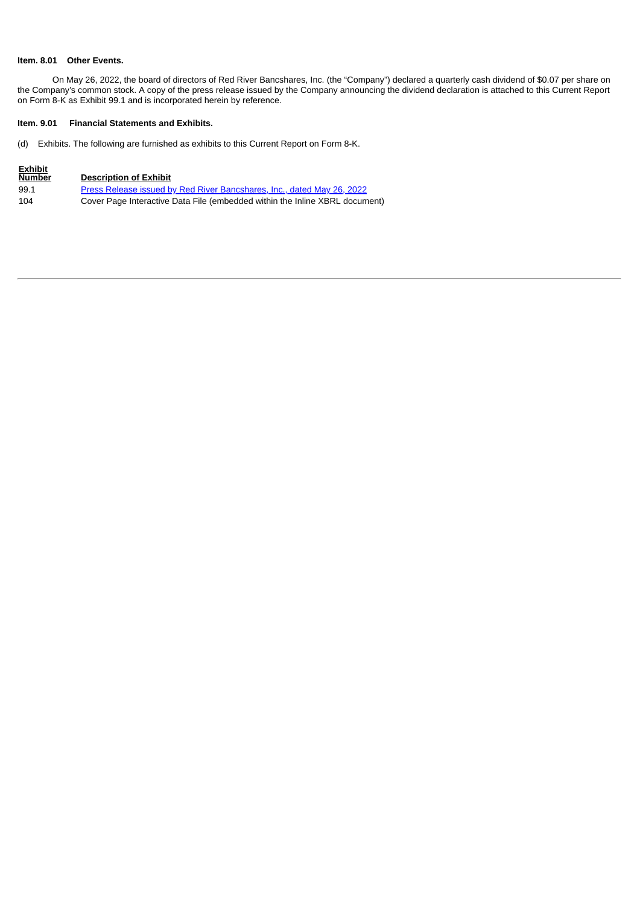**Item. 8.01 Other Events.**

On May 26, 2022, the board of directors of Red River Bancshares, Inc. (the "Company") declared a quarterly cash dividend of $0.07 per share on the Company's common stock. A copy of the press release issued by the Company announcing the dividend declaration is attached to this Current Report on Form 8-K as Exhibit 99.1 and is incorporated herein by reference.

**Item. 9.01 Financial Statements and Exhibits.**

(d) Exhibits. The following are furnished as exhibits to this Current Report on Form 8-K.

| Exhibit Number | Description of Exhibit |
|---|---|
| 99.1 | Press Release issued by Red River Bancshares, Inc., dated May 26, 2022 |
| 104 | Cover Page Interactive Data File (embedded within the Inline XBRL document) |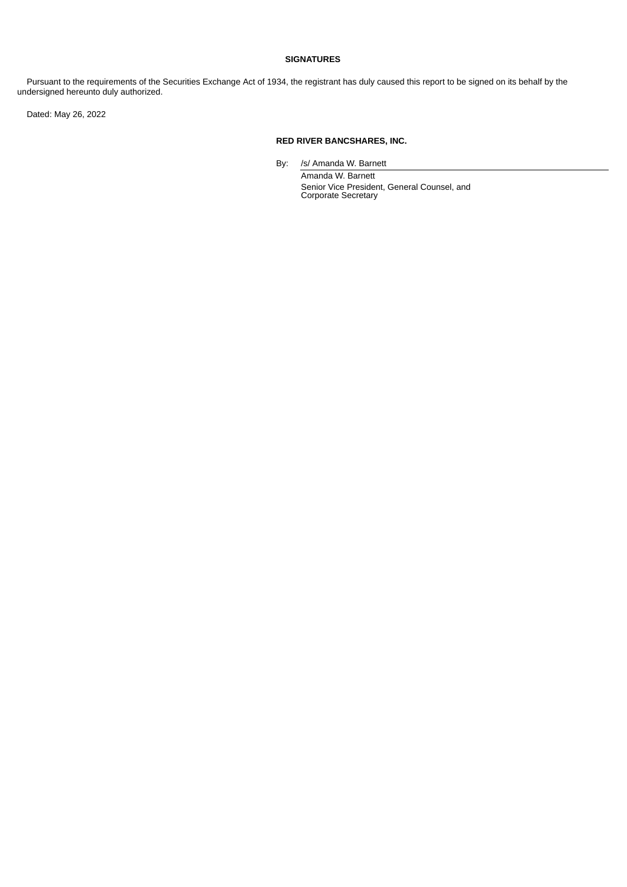**SIGNATURES**

Pursuant to the requirements of the Securities Exchange Act of 1934, the registrant has duly caused this report to be signed on its behalf by the undersigned hereunto duly authorized.

Dated: May 26, 2022

**RED RIVER BANCSHARES, INC.**

By: /s/ Amanda W. Barnett

Amanda W. Barnett
Senior Vice President, General Counsel, and Corporate Secretary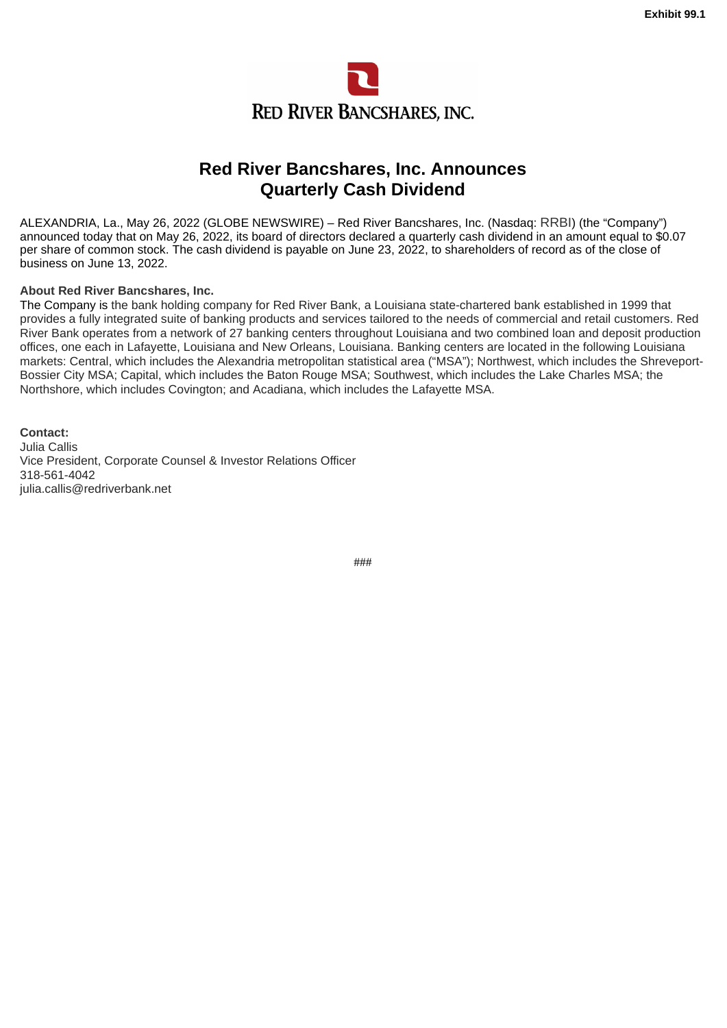Exhibit 99.1

RED RIVER BANCSHARES, INC.

# Red River Bancshares, Inc. Announces Quarterly Cash Dividend

ALEXANDRIA, La., May 26, 2022 (GLOBE NEWSWIRE) – Red River Bancshares, Inc. (Nasdaq: RRBI) (the "Company") announced today that on May 26, 2022, its board of directors declared a quarterly cash dividend in an amount equal to $0.07 per share of common stock. The cash dividend is payable on June 23, 2022, to shareholders of record as of the close of business on June 13, 2022.

**About Red River Bancshares, Inc.**

The Company is the bank holding company for Red River Bank, a Louisiana state-chartered bank established in 1999 that provides a fully integrated suite of banking products and services tailored to the needs of commercial and retail customers. Red River Bank operates from a network of 27 banking centers throughout Louisiana and two combined loan and deposit production offices, one each in Lafayette, Louisiana and New Orleans, Louisiana. Banking centers are located in the following Louisiana markets: Central, which includes the Alexandria metropolitan statistical area ("MSA"); Northwest, which includes the Shreveport-Bossier City MSA; Capital, which includes the Baton Rouge MSA; Southwest, which includes the Lake Charles MSA; the Northshore, which includes Covington; and Acadiana, which includes the Lafayette MSA.

**Contact:**
Julia Callis
Vice President, Corporate Counsel & Investor Relations Officer
318-561-4042
julia.callis@redriverbank.net

###